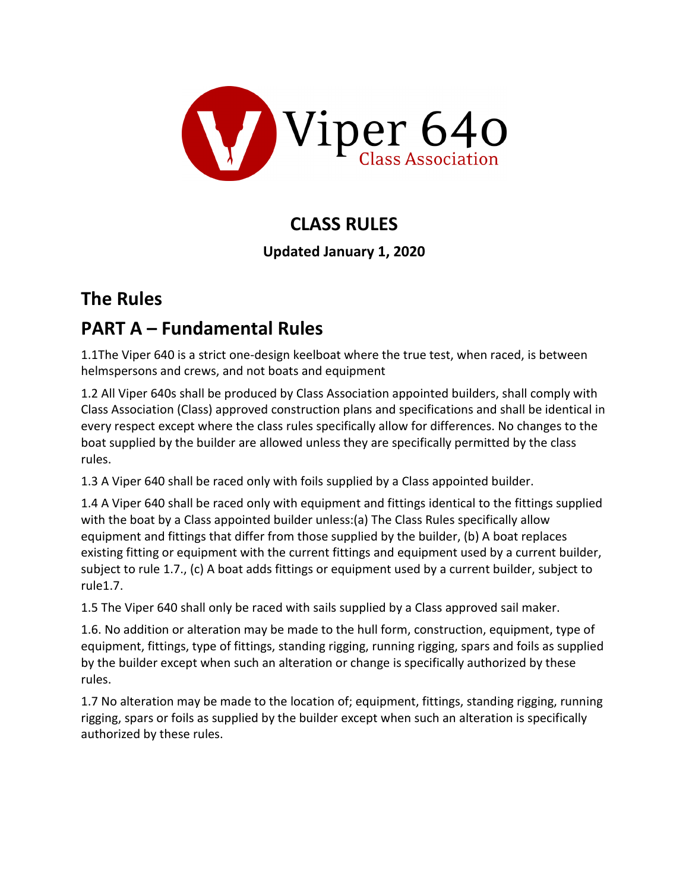Viper 640

Class Association

# CLASS RULES

**Updated January 1, 2020**

## The Rules

## PART A – Fundamental Rules

1.1The Viper 640 is a strict one-design keelboat where the true test, when raced, is between helmspersons and crews, and not boats and equipment

1.2 All Viper 640s shall be produced by Class Association appointed builders, shall comply with Class Association (Class) approved construction plans and specifications and shall be identical in every respect except where the class rules specifically allow for differences. No changes to the boat supplied by the builder are allowed unless they are specifically permitted by the class rules.

1.3 A Viper 640 shall be raced only with foils supplied by a Class appointed builder.

1.4 A Viper 640 shall be raced only with equipment and fittings identical to the fittings supplied with the boat by a Class appointed builder unless:(a) The Class Rules specifically allow equipment and fittings that differ from those supplied by the builder, (b) A boat replaces existing fitting or equipment with the current fittings and equipment used by a current builder, subject to rule 1.7., (c) A boat adds fittings or equipment used by a current builder, subject to rule1.7.

1.5 The Viper 640 shall only be raced with sails supplied by a Class approved sail maker.

1.6. No addition or alteration may be made to the hull form, construction, equipment, type of equipment, fittings, type of fittings, standing rigging, running rigging, spars and foils as supplied by the builder except when such an alteration or change is specifically authorized by these rules.

1.7 No alteration may be made to the location of; equipment, fittings, standing rigging, running rigging, spars or foils as supplied by the builder except when such an alteration is specifically authorized by these rules.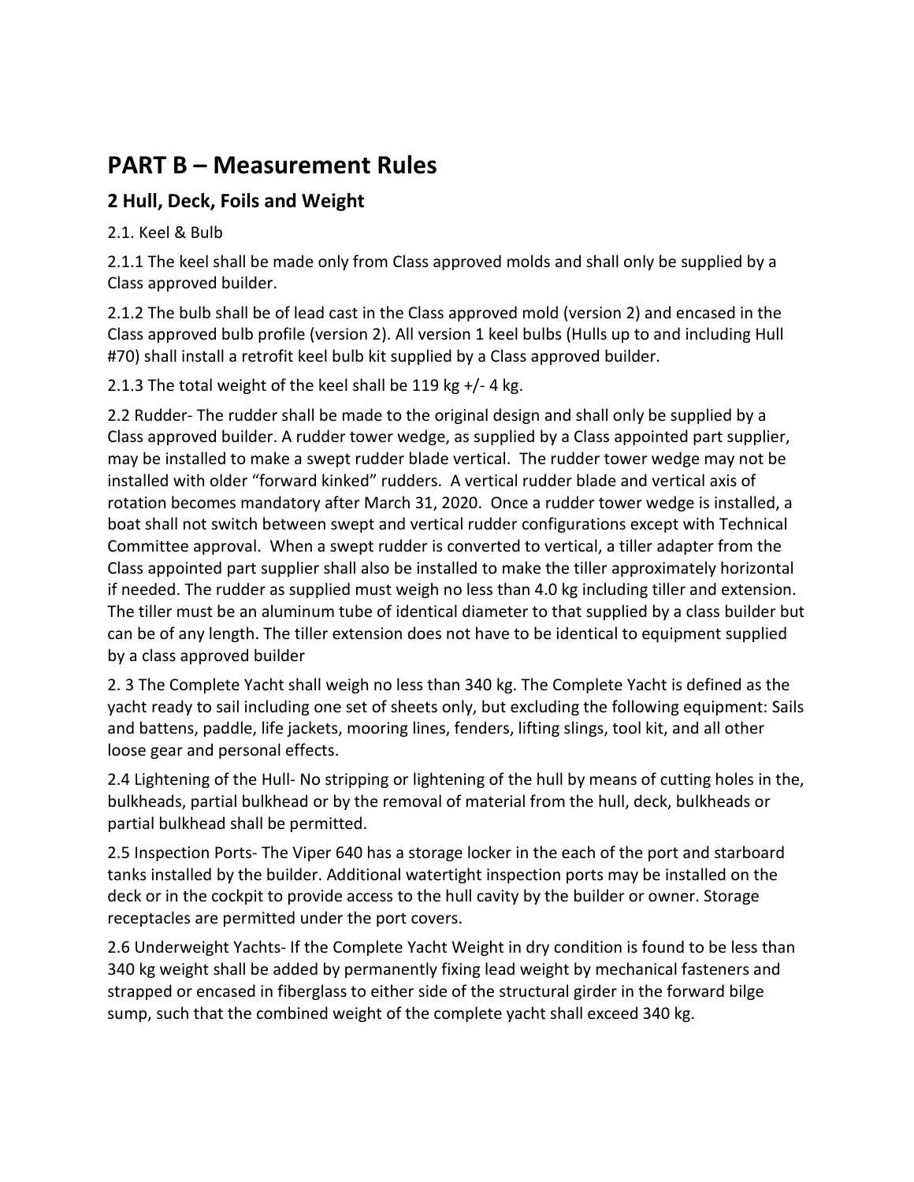# PART B – Measurement Rules

## 2 Hull, Deck, Foils and Weight

2.1. Keel & Bulb

2.1.1 The keel shall be made only from Class approved molds and shall only be supplied by a Class approved builder.

2.1.2 The bulb shall be of lead cast in the Class approved mold (version 2) and encased in the Class approved bulb profile (version 2). All version 1 keel bulbs (Hulls up to and including Hull #70) shall install a retrofit keel bulb kit supplied by a Class approved builder.

2.1.3 The total weight of the keel shall be 119 kg +/- 4 kg.

2.2 Rudder- The rudder shall be made to the original design and shall only be supplied by a Class approved builder. A rudder tower wedge, as supplied by a Class appointed part supplier, may be installed to make a swept rudder blade vertical. The rudder tower wedge may not be installed with older "forward kinked" rudders. A vertical rudder blade and vertical axis of rotation becomes mandatory after March 31, 2020. Once a rudder tower wedge is installed, a boat shall not switch between swept and vertical rudder configurations except with Technical Committee approval. When a swept rudder is converted to vertical, a tiller adapter from the Class appointed part supplier shall also be installed to make the tiller approximately horizontal if needed. The rudder as supplied must weigh no less than 4.0 kg including tiller and extension. The tiller must be an aluminum tube of identical diameter to that supplied by a class builder but can be of any length. The tiller extension does not have to be identical to equipment supplied by a class approved builder

2. 3 The Complete Yacht shall weigh no less than 340 kg. The Complete Yacht is defined as the yacht ready to sail including one set of sheets only, but excluding the following equipment: Sails and battens, paddle, life jackets, mooring lines, fenders, lifting slings, tool kit, and all other loose gear and personal effects.

2.4 Lightening of the Hull- No stripping or lightening of the hull by means of cutting holes in the, bulkheads, partial bulkhead or by the removal of material from the hull, deck, bulkheads or partial bulkhead shall be permitted.

2.5 Inspection Ports- The Viper 640 has a storage locker in the each of the port and starboard tanks installed by the builder. Additional watertight inspection ports may be installed on the deck or in the cockpit to provide access to the hull cavity by the builder or owner. Storage receptacles are permitted under the port covers.

2.6 Underweight Yachts- If the Complete Yacht Weight in dry condition is found to be less than 340 kg weight shall be added by permanently fixing lead weight by mechanical fasteners and strapped or encased in fiberglass to either side of the structural girder in the forward bilge sump, such that the combined weight of the complete yacht shall exceed 340 kg.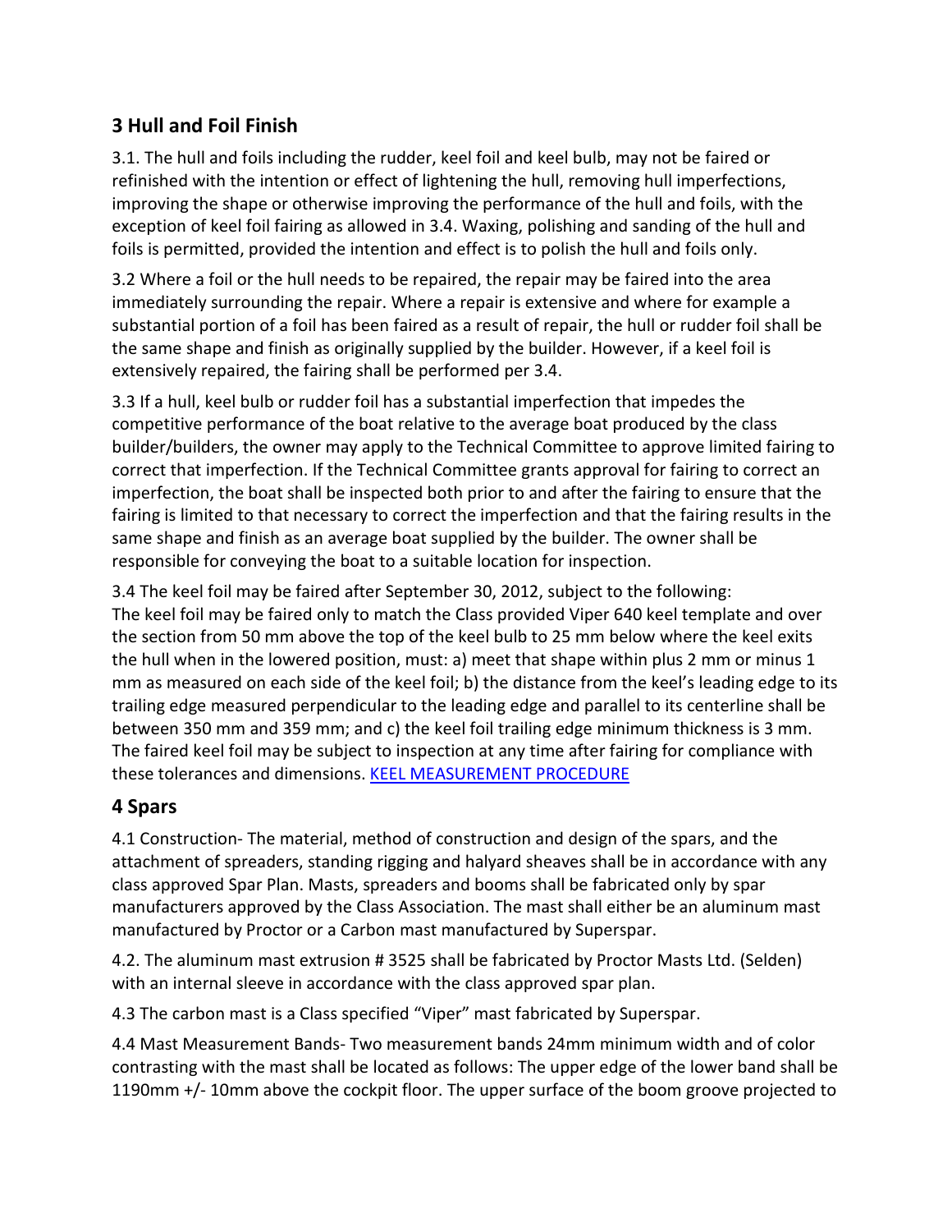## 3 Hull and Foil Finish

3.1. The hull and foils including the rudder, keel foil and keel bulb, may not be faired or refinished with the intention or effect of lightening the hull, removing hull imperfections, improving the shape or otherwise improving the performance of the hull and foils, with the exception of keel foil fairing as allowed in 3.4. Waxing, polishing and sanding of the hull and foils is permitted, provided the intention and effect is to polish the hull and foils only.

3.2 Where a foil or the hull needs to be repaired, the repair may be faired into the area immediately surrounding the repair. Where a repair is extensive and where for example a substantial portion of a foil has been faired as a result of repair, the hull or rudder foil shall be the same shape and finish as originally supplied by the builder. However, if a keel foil is extensively repaired, the fairing shall be performed per 3.4.

3.3 If a hull, keel bulb or rudder foil has a substantial imperfection that impedes the competitive performance of the boat relative to the average boat produced by the class builder/builders, the owner may apply to the Technical Committee to approve limited fairing to correct that imperfection. If the Technical Committee grants approval for fairing to correct an imperfection, the boat shall be inspected both prior to and after the fairing to ensure that the fairing is limited to that necessary to correct the imperfection and that the fairing results in the same shape and finish as an average boat supplied by the builder. The owner shall be responsible for conveying the boat to a suitable location for inspection.

3.4 The keel foil may be faired after September 30, 2012, subject to the following:
The keel foil may be faired only to match the Class provided Viper 640 keel template and over the section from 50 mm above the top of the keel bulb to 25 mm below where the keel exits the hull when in the lowered position, must: a) meet that shape within plus 2 mm or minus 1 mm as measured on each side of the keel foil; b) the distance from the keel's leading edge to its trailing edge measured perpendicular to the leading edge and parallel to its centerline shall be between 350 mm and 359 mm; and c) the keel foil trailing edge minimum thickness is 3 mm. The faired keel foil may be subject to inspection at any time after fairing for compliance with these tolerances and dimensions. KEEL MEASUREMENT PROCEDURE

## 4 Spars

4.1 Construction- The material, method of construction and design of the spars, and the attachment of spreaders, standing rigging and halyard sheaves shall be in accordance with any class approved Spar Plan. Masts, spreaders and booms shall be fabricated only by spar manufacturers approved by the Class Association. The mast shall either be an aluminum mast manufactured by Proctor or a Carbon mast manufactured by Superspar.

4.2. The aluminum mast extrusion # 3525 shall be fabricated by Proctor Masts Ltd. (Selden) with an internal sleeve in accordance with the class approved spar plan.

4.3 The carbon mast is a Class specified "Viper" mast fabricated by Superspar.

4.4 Mast Measurement Bands- Two measurement bands 24mm minimum width and of color contrasting with the mast shall be located as follows: The upper edge of the lower band shall be 1190mm +/- 10mm above the cockpit floor. The upper surface of the boom groove projected to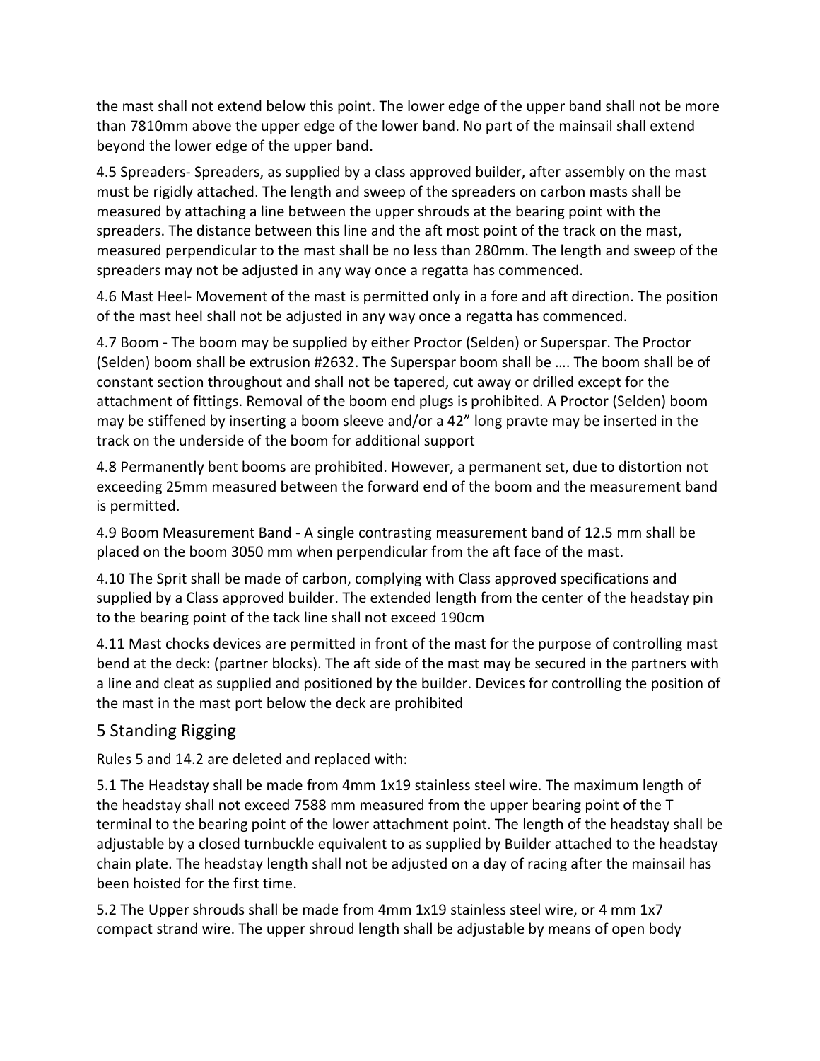the mast shall not extend below this point. The lower edge of the upper band shall not be more than 7810mm above the upper edge of the lower band. No part of the mainsail shall extend beyond the lower edge of the upper band.

4.5 Spreaders- Spreaders, as supplied by a class approved builder, after assembly on the mast must be rigidly attached. The length and sweep of the spreaders on carbon masts shall be measured by attaching a line between the upper shrouds at the bearing point with the spreaders. The distance between this line and the aft most point of the track on the mast, measured perpendicular to the mast shall be no less than 280mm. The length and sweep of the spreaders may not be adjusted in any way once a regatta has commenced.

4.6 Mast Heel- Movement of the mast is permitted only in a fore and aft direction. The position of the mast heel shall not be adjusted in any way once a regatta has commenced.

4.7 Boom - The boom may be supplied by either Proctor (Selden) or Superspar. The Proctor (Selden) boom shall be extrusion #2632. The Superspar boom shall be …. The boom shall be of constant section throughout and shall not be tapered, cut away or drilled except for the attachment of fittings. Removal of the boom end plugs is prohibited. A Proctor (Selden) boom may be stiffened by inserting a boom sleeve and/or a 42" long pravte may be inserted in the track on the underside of the boom for additional support

4.8 Permanently bent booms are prohibited. However, a permanent set, due to distortion not exceeding 25mm measured between the forward end of the boom and the measurement band is permitted.

4.9 Boom Measurement Band - A single contrasting measurement band of 12.5 mm shall be placed on the boom 3050 mm when perpendicular from the aft face of the mast.

4.10 The Sprit shall be made of carbon, complying with Class approved specifications and supplied by a Class approved builder. The extended length from the center of the headstay pin to the bearing point of the tack line shall not exceed 190cm

4.11 Mast chocks devices are permitted in front of the mast for the purpose of controlling mast bend at the deck: (partner blocks). The aft side of the mast may be secured in the partners with a line and cleat as supplied and positioned by the builder. Devices for controlling the position of the mast in the mast port below the deck are prohibited

## 5 Standing Rigging

Rules 5 and 14.2 are deleted and replaced with:

5.1 The Headstay shall be made from 4mm 1x19 stainless steel wire. The maximum length of the headstay shall not exceed 7588 mm measured from the upper bearing point of the T terminal to the bearing point of the lower attachment point. The length of the headstay shall be adjustable by a closed turnbuckle equivalent to as supplied by Builder attached to the headstay chain plate. The headstay length shall not be adjusted on a day of racing after the mainsail has been hoisted for the first time.

5.2 The Upper shrouds shall be made from 4mm 1x19 stainless steel wire, or 4 mm 1x7 compact strand wire. The upper shroud length shall be adjustable by means of open body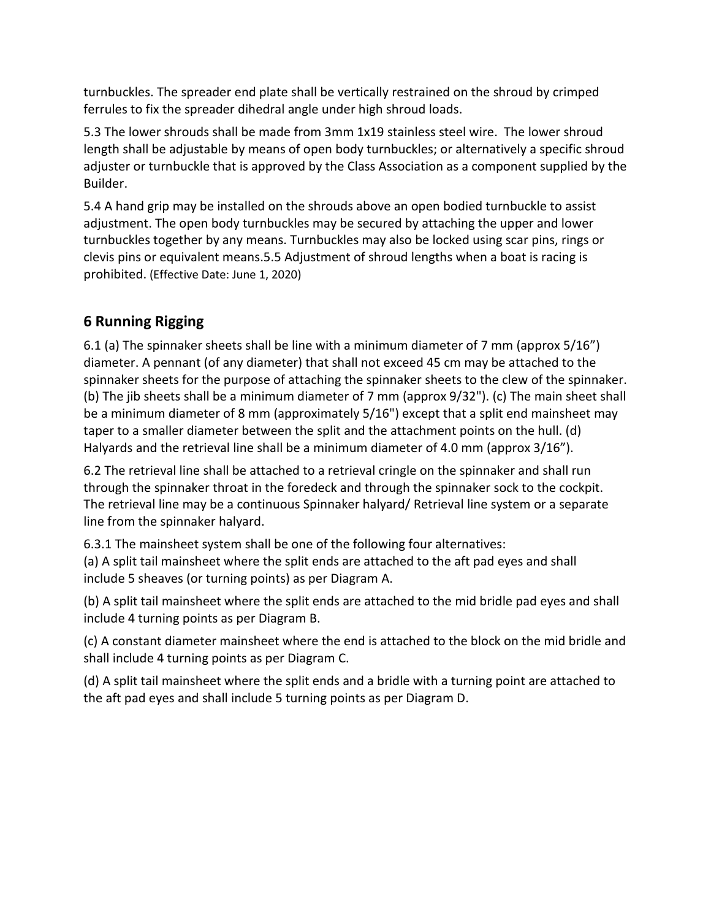turnbuckles. The spreader end plate shall be vertically restrained on the shroud by crimped ferrules to fix the spreader dihedral angle under high shroud loads.

5.3 The lower shrouds shall be made from 3mm 1x19 stainless steel wire. The lower shroud length shall be adjustable by means of open body turnbuckles; or alternatively a specific shroud adjuster or turnbuckle that is approved by the Class Association as a component supplied by the Builder.

5.4 A hand grip may be installed on the shrouds above an open bodied turnbuckle to assist adjustment. The open body turnbuckles may be secured by attaching the upper and lower turnbuckles together by any means. Turnbuckles may also be locked using scar pins, rings or clevis pins or equivalent means.5.5 Adjustment of shroud lengths when a boat is racing is prohibited. (Effective Date: June 1, 2020)

## 6 Running Rigging

6.1 (a) The spinnaker sheets shall be line with a minimum diameter of 7 mm (approx 5/16”) diameter. A pennant (of any diameter) that shall not exceed 45 cm may be attached to the spinnaker sheets for the purpose of attaching the spinnaker sheets to the clew of the spinnaker. (b) The jib sheets shall be a minimum diameter of 7 mm (approx 9/32"). (c) The main sheet shall be a minimum diameter of 8 mm (approximately 5/16") except that a split end mainsheet may taper to a smaller diameter between the split and the attachment points on the hull. (d) Halyards and the retrieval line shall be a minimum diameter of 4.0 mm (approx 3/16”).

6.2 The retrieval line shall be attached to a retrieval cringle on the spinnaker and shall run through the spinnaker throat in the foredeck and through the spinnaker sock to the cockpit. The retrieval line may be a continuous Spinnaker halyard/ Retrieval line system or a separate line from the spinnaker halyard.

6.3.1 The mainsheet system shall be one of the following four alternatives:
(a) A split tail mainsheet where the split ends are attached to the aft pad eyes and shall include 5 sheaves (or turning points) as per Diagram A.

(b) A split tail mainsheet where the split ends are attached to the mid bridle pad eyes and shall include 4 turning points as per Diagram B.

(c) A constant diameter mainsheet where the end is attached to the block on the mid bridle and shall include 4 turning points as per Diagram C.

(d) A split tail mainsheet where the split ends and a bridle with a turning point are attached to the aft pad eyes and shall include 5 turning points as per Diagram D.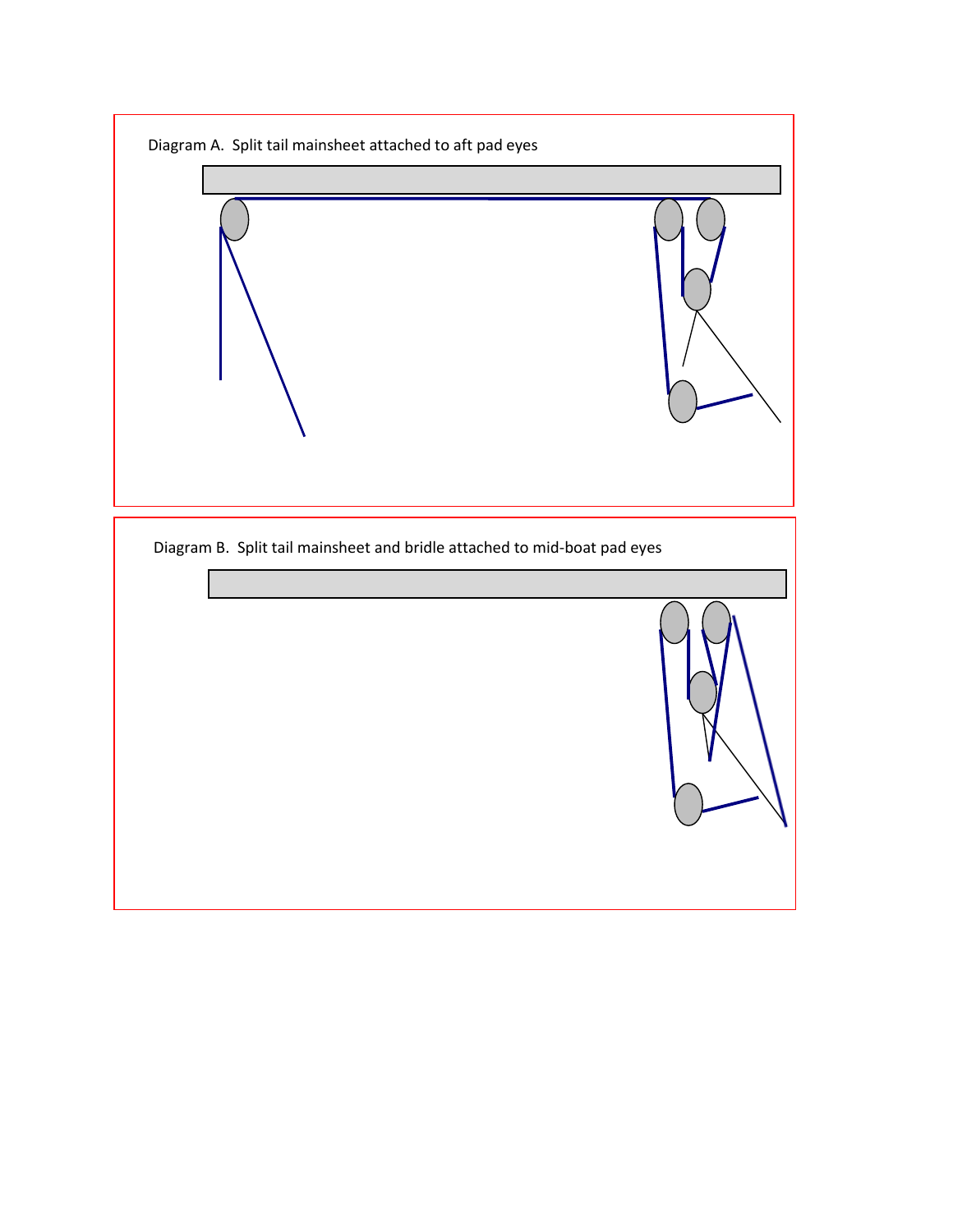Diagram A. Split tail mainsheet attached to aft pad eyes

Diagram B. Split tail mainsheet and bridle attached to mid-boat pad eyes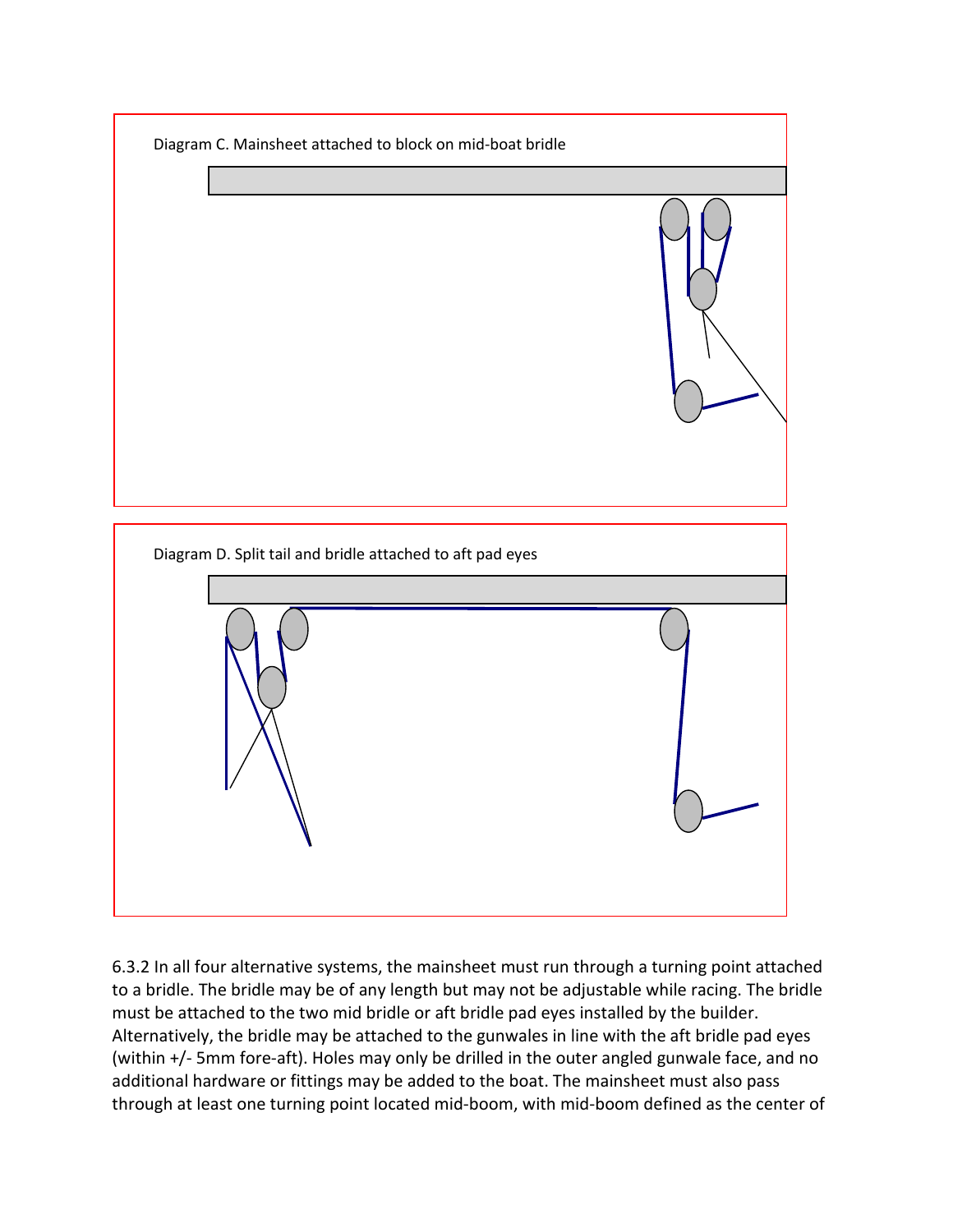Diagram C. Mainsheet attached to block on mid-boat bridle

Diagram D. Split tail and bridle attached to aft pad eyes

6.3.2 In all four alternative systems, the mainsheet must run through a turning point attached to a bridle. The bridle may be of any length but may not be adjustable while racing. The bridle must be attached to the two mid bridle or aft bridle pad eyes installed by the builder. Alternatively, the bridle may be attached to the gunwales in line with the aft bridle pad eyes (within +/- 5mm fore-aft). Holes may only be drilled in the outer angled gunwale face, and no additional hardware or fittings may be added to the boat. The mainsheet must also pass through at least one turning point located mid-boom, with mid-boom defined as the center of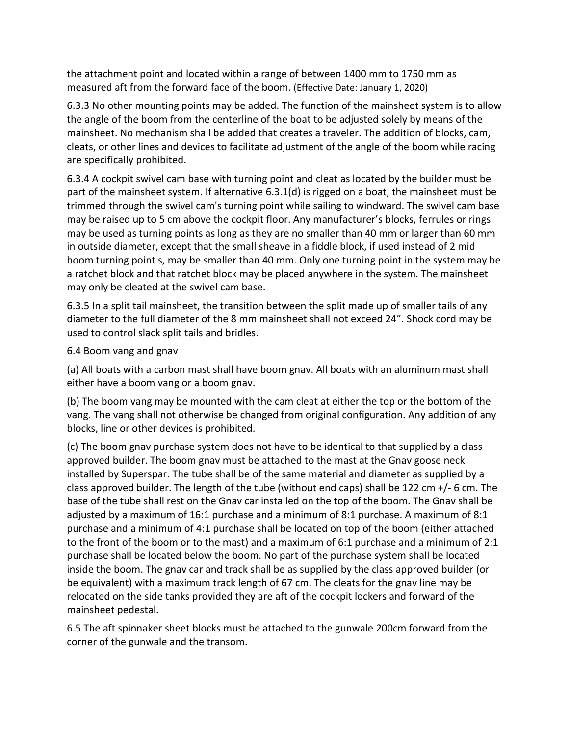the attachment point and located within a range of between 1400 mm to 1750 mm as measured aft from the forward face of the boom. (Effective Date: January 1, 2020)

6.3.3 No other mounting points may be added. The function of the mainsheet system is to allow the angle of the boom from the centerline of the boat to be adjusted solely by means of the mainsheet. No mechanism shall be added that creates a traveler. The addition of blocks, cam, cleats, or other lines and devices to facilitate adjustment of the angle of the boom while racing are specifically prohibited.

6.3.4 A cockpit swivel cam base with turning point and cleat as located by the builder must be part of the mainsheet system. If alternative 6.3.1(d) is rigged on a boat, the mainsheet must be trimmed through the swivel cam's turning point while sailing to windward. The swivel cam base may be raised up to 5 cm above the cockpit floor. Any manufacturer's blocks, ferrules or rings may be used as turning points as long as they are no smaller than 40 mm or larger than 60 mm in outside diameter, except that the small sheave in a fiddle block, if used instead of 2 mid boom turning point s, may be smaller than 40 mm. Only one turning point in the system may be a ratchet block and that ratchet block may be placed anywhere in the system. The mainsheet may only be cleated at the swivel cam base.

6.3.5 In a split tail mainsheet, the transition between the split made up of smaller tails of any diameter to the full diameter of the 8 mm mainsheet shall not exceed 24". Shock cord may be used to control slack split tails and bridles.

6.4 Boom vang and gnav

(a) All boats with a carbon mast shall have boom gnav. All boats with an aluminum mast shall either have a boom vang or a boom gnav.

(b) The boom vang may be mounted with the cam cleat at either the top or the bottom of the vang. The vang shall not otherwise be changed from original configuration. Any addition of any blocks, line or other devices is prohibited.

(c) The boom gnav purchase system does not have to be identical to that supplied by a class approved builder. The boom gnav must be attached to the mast at the Gnav goose neck installed by Superspar. The tube shall be of the same material and diameter as supplied by a class approved builder. The length of the tube (without end caps) shall be 122 cm +/- 6 cm. The base of the tube shall rest on the Gnav car installed on the top of the boom. The Gnav shall be adjusted by a maximum of 16:1 purchase and a minimum of 8:1 purchase. A maximum of 8:1 purchase and a minimum of 4:1 purchase shall be located on top of the boom (either attached to the front of the boom or to the mast) and a maximum of 6:1 purchase and a minimum of 2:1 purchase shall be located below the boom. No part of the purchase system shall be located inside the boom. The gnav car and track shall be as supplied by the class approved builder (or be equivalent) with a maximum track length of 67 cm. The cleats for the gnav line may be relocated on the side tanks provided they are aft of the cockpit lockers and forward of the mainsheet pedestal.

6.5 The aft spinnaker sheet blocks must be attached to the gunwale 200cm forward from the corner of the gunwale and the transom.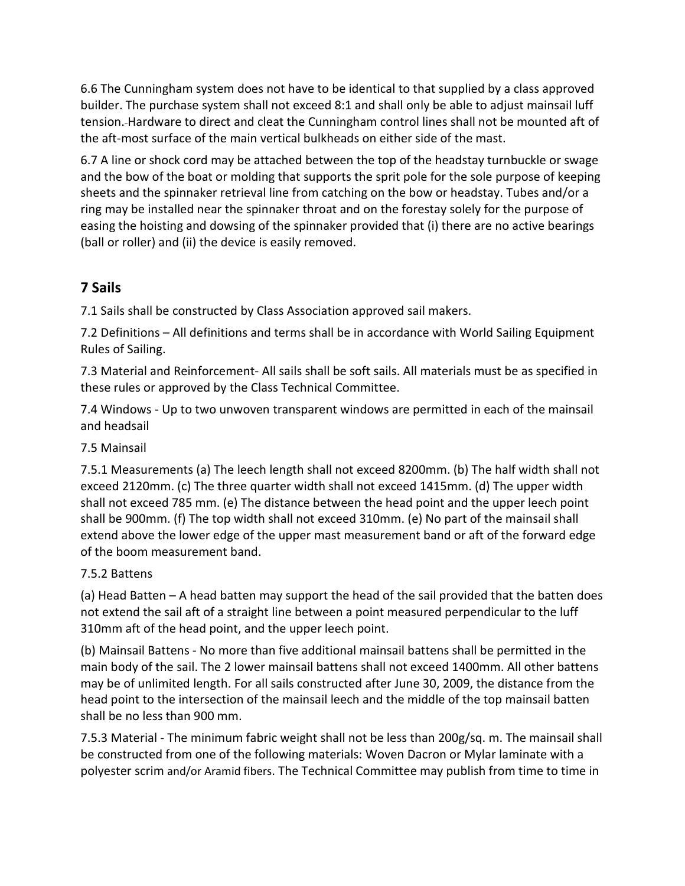6.6 The Cunningham system does not have to be identical to that supplied by a class approved builder. The purchase system shall not exceed 8:1 and shall only be able to adjust mainsail luff tension. Hardware to direct and cleat the Cunningham control lines shall not be mounted aft of the aft-most surface of the main vertical bulkheads on either side of the mast.

6.7 A line or shock cord may be attached between the top of the headstay turnbuckle or swage and the bow of the boat or molding that supports the sprit pole for the sole purpose of keeping sheets and the spinnaker retrieval line from catching on the bow or headstay. Tubes and/or a ring may be installed near the spinnaker throat and on the forestay solely for the purpose of easing the hoisting and dowsing of the spinnaker provided that (i) there are no active bearings (ball or roller) and (ii) the device is easily removed.

## 7 Sails

7.1 Sails shall be constructed by Class Association approved sail makers.

7.2 Definitions – All definitions and terms shall be in accordance with World Sailing Equipment Rules of Sailing.

7.3 Material and Reinforcement- All sails shall be soft sails. All materials must be as specified in these rules or approved by the Class Technical Committee.

7.4 Windows - Up to two unwoven transparent windows are permitted in each of the mainsail and headsail

7.5 Mainsail

7.5.1 Measurements (a) The leech length shall not exceed 8200mm. (b) The half width shall not exceed 2120mm. (c) The three quarter width shall not exceed 1415mm. (d) The upper width shall not exceed 785 mm. (e) The distance between the head point and the upper leech point shall be 900mm. (f) The top width shall not exceed 310mm. (e) No part of the mainsail shall extend above the lower edge of the upper mast measurement band or aft of the forward edge of the boom measurement band.

7.5.2 Battens

(a) Head Batten – A head batten may support the head of the sail provided that the batten does not extend the sail aft of a straight line between a point measured perpendicular to the luff 310mm aft of the head point, and the upper leech point.

(b) Mainsail Battens - No more than five additional mainsail battens shall be permitted in the main body of the sail. The 2 lower mainsail battens shall not exceed 1400mm. All other battens may be of unlimited length. For all sails constructed after June 30, 2009, the distance from the head point to the intersection of the mainsail leech and the middle of the top mainsail batten shall be no less than 900 mm.

7.5.3 Material - The minimum fabric weight shall not be less than 200g/sq. m. The mainsail shall be constructed from one of the following materials: Woven Dacron or Mylar laminate with a polyester scrim and/or Aramid fibers. The Technical Committee may publish from time to time in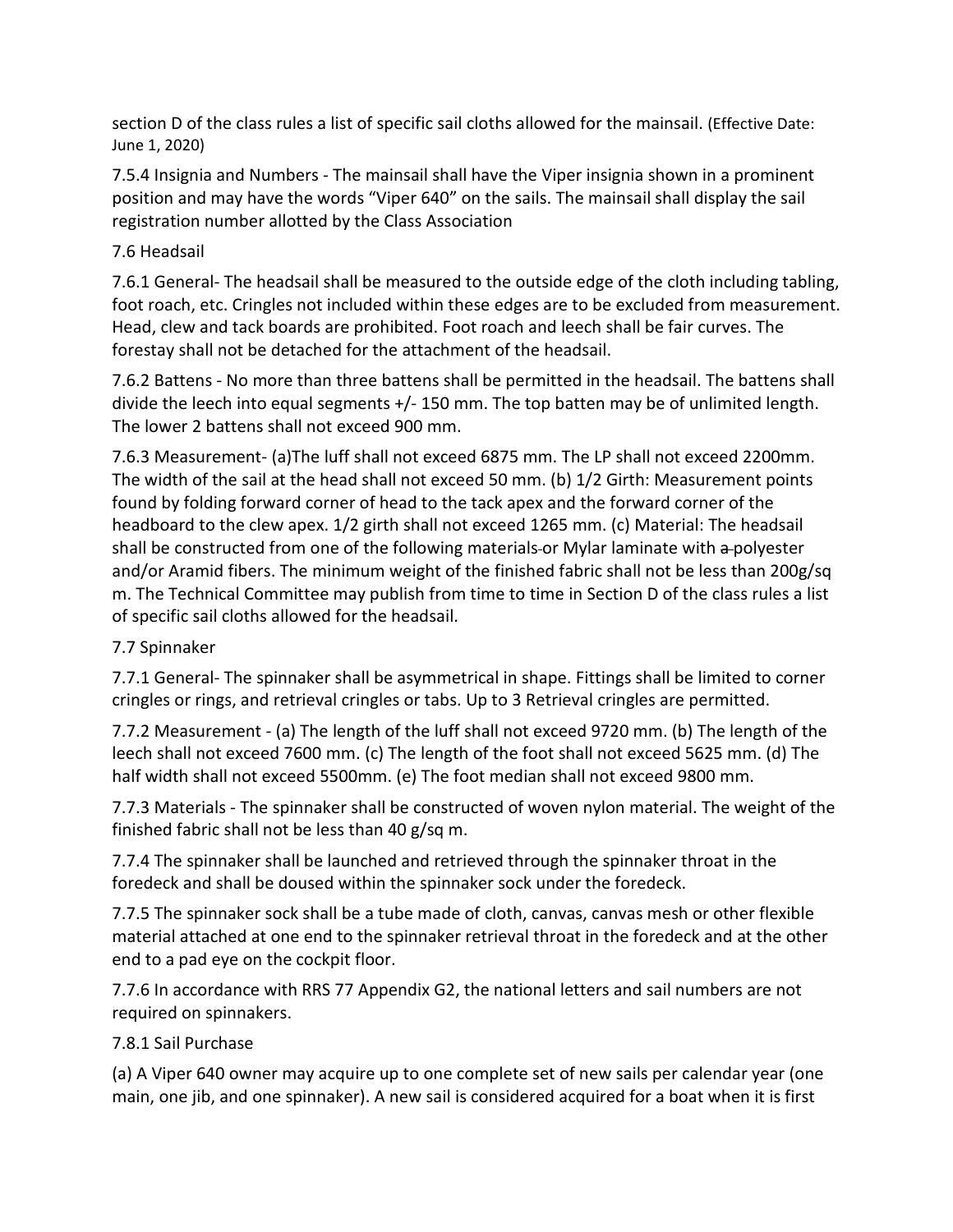section D of the class rules a list of specific sail cloths allowed for the mainsail. (Effective Date: June 1, 2020)

7.5.4 Insignia and Numbers - The mainsail shall have the Viper insignia shown in a prominent position and may have the words “Viper 640” on the sails. The mainsail shall display the sail registration number allotted by the Class Association

7.6 Headsail

7.6.1 General- The headsail shall be measured to the outside edge of the cloth including tabling, foot roach, etc. Cringles not included within these edges are to be excluded from measurement. Head, clew and tack boards are prohibited. Foot roach and leech shall be fair curves. The forestay shall not be detached for the attachment of the headsail.

7.6.2 Battens - No more than three battens shall be permitted in the headsail. The battens shall divide the leech into equal segments +/- 150 mm. The top batten may be of unlimited length. The lower 2 battens shall not exceed 900 mm.

7.6.3 Measurement- (a)The luff shall not exceed 6875 mm. The LP shall not exceed 2200mm. The width of the sail at the head shall not exceed 50 mm. (b) 1/2 Girth: Measurement points found by folding forward corner of head to the tack apex and the forward corner of the headboard to the clew apex. 1/2 girth shall not exceed 1265 mm. (c) Material: The headsail shall be constructed from one of the following materials ~~-~~or Mylar laminate with ~~a~~ polyester and/or Aramid fibers. The minimum weight of the finished fabric shall not be less than 200g/sq m. The Technical Committee may publish from time to time in Section D of the class rules a list of specific sail cloths allowed for the headsail.

7.7 Spinnaker

7.7.1 General- The spinnaker shall be asymmetrical in shape. Fittings shall be limited to corner cringles or rings, and retrieval cringles or tabs. Up to 3 Retrieval cringles are permitted.

7.7.2 Measurement - (a) The length of the luff shall not exceed 9720 mm. (b) The length of the leech shall not exceed 7600 mm. (c) The length of the foot shall not exceed 5625 mm. (d) The half width shall not exceed 5500mm. (e) The foot median shall not exceed 9800 mm.

7.7.3 Materials - The spinnaker shall be constructed of woven nylon material. The weight of the finished fabric shall not be less than 40 g/sq m.

7.7.4 The spinnaker shall be launched and retrieved through the spinnaker throat in the foredeck and shall be doused within the spinnaker sock under the foredeck.

7.7.5 The spinnaker sock shall be a tube made of cloth, canvas, canvas mesh or other flexible material attached at one end to the spinnaker retrieval throat in the foredeck and at the other end to a pad eye on the cockpit floor.

7.7.6 In accordance with RRS 77 Appendix G2, the national letters and sail numbers are not required on spinnakers.

7.8.1 Sail Purchase

(a) A Viper 640 owner may acquire up to one complete set of new sails per calendar year (one main, one jib, and one spinnaker). A new sail is considered acquired for a boat when it is first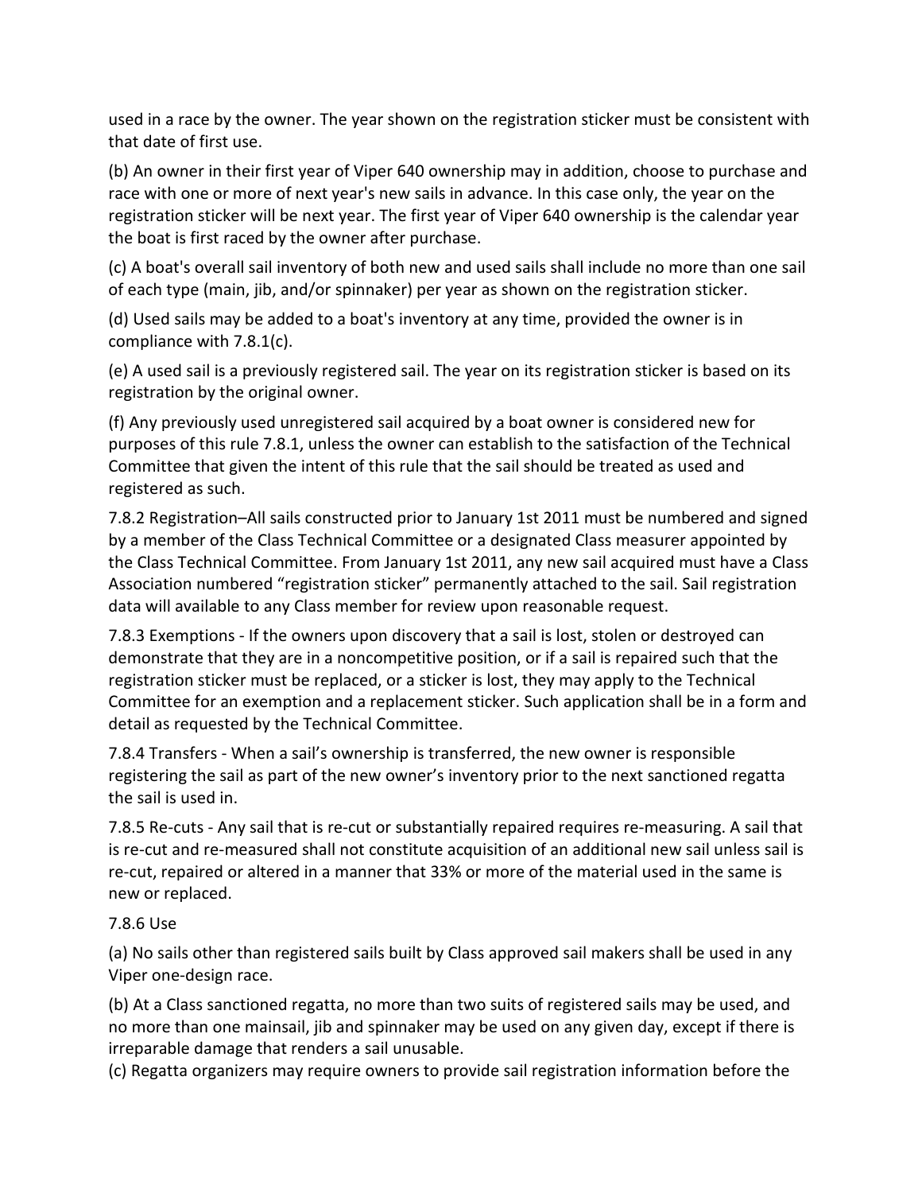used in a race by the owner. The year shown on the registration sticker must be consistent with that date of first use.

(b) An owner in their first year of Viper 640 ownership may in addition, choose to purchase and race with one or more of next year's new sails in advance. In this case only, the year on the registration sticker will be next year. The first year of Viper 640 ownership is the calendar year the boat is first raced by the owner after purchase.

(c) A boat's overall sail inventory of both new and used sails shall include no more than one sail of each type (main, jib, and/or spinnaker) per year as shown on the registration sticker.

(d) Used sails may be added to a boat's inventory at any time, provided the owner is in compliance with 7.8.1(c).

(e) A used sail is a previously registered sail. The year on its registration sticker is based on its registration by the original owner.

(f) Any previously used unregistered sail acquired by a boat owner is considered new for purposes of this rule 7.8.1, unless the owner can establish to the satisfaction of the Technical Committee that given the intent of this rule that the sail should be treated as used and registered as such.

7.8.2 Registration–All sails constructed prior to January 1st 2011 must be numbered and signed by a member of the Class Technical Committee or a designated Class measurer appointed by the Class Technical Committee. From January 1st 2011, any new sail acquired must have a Class Association numbered "registration sticker" permanently attached to the sail. Sail registration data will available to any Class member for review upon reasonable request.

7.8.3 Exemptions - If the owners upon discovery that a sail is lost, stolen or destroyed can demonstrate that they are in a noncompetitive position, or if a sail is repaired such that the registration sticker must be replaced, or a sticker is lost, they may apply to the Technical Committee for an exemption and a replacement sticker. Such application shall be in a form and detail as requested by the Technical Committee.

7.8.4 Transfers - When a sail's ownership is transferred, the new owner is responsible registering the sail as part of the new owner's inventory prior to the next sanctioned regatta the sail is used in.

7.8.5 Re-cuts - Any sail that is re-cut or substantially repaired requires re-measuring. A sail that is re-cut and re-measured shall not constitute acquisition of an additional new sail unless sail is re-cut, repaired or altered in a manner that 33% or more of the material used in the same is new or replaced.

7.8.6 Use

(a) No sails other than registered sails built by Class approved sail makers shall be used in any Viper one-design race.

(b) At a Class sanctioned regatta, no more than two suits of registered sails may be used, and no more than one mainsail, jib and spinnaker may be used on any given day, except if there is irreparable damage that renders a sail unusable.

(c) Regatta organizers may require owners to provide sail registration information before the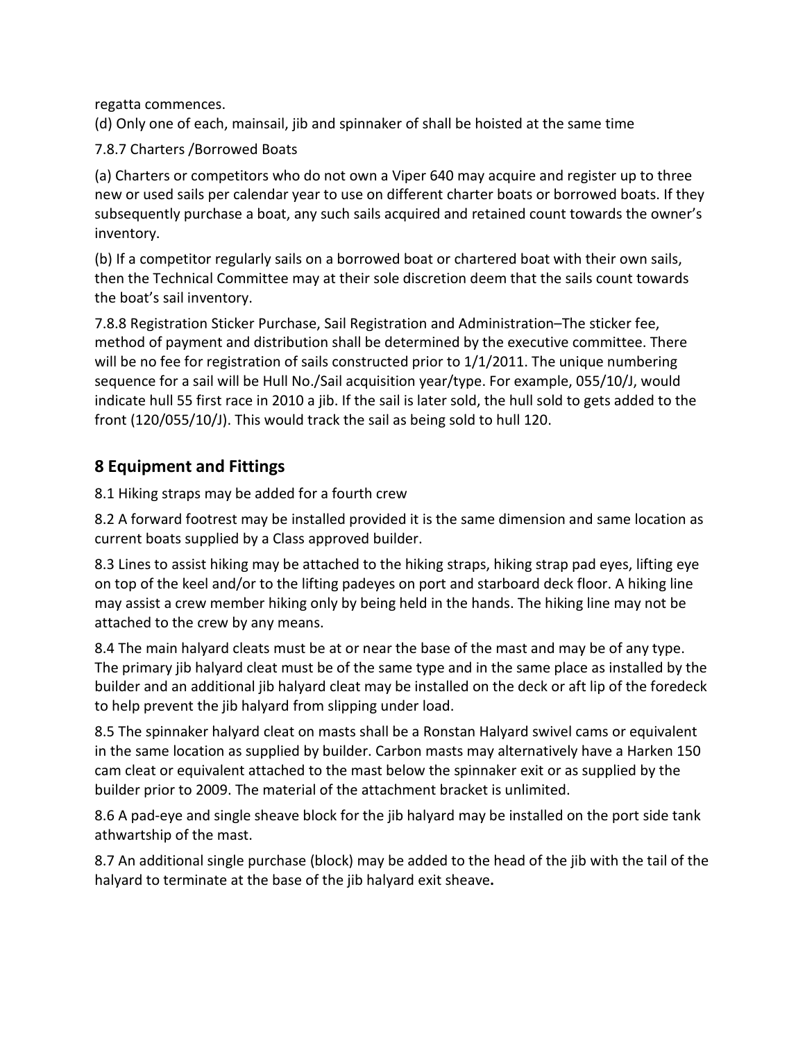regatta commences.

(d) Only one of each, mainsail, jib and spinnaker of shall be hoisted at the same time

7.8.7 Charters /Borrowed Boats

(a) Charters or competitors who do not own a Viper 640 may acquire and register up to three new or used sails per calendar year to use on different charter boats or borrowed boats. If they subsequently purchase a boat, any such sails acquired and retained count towards the owner's inventory.

(b) If a competitor regularly sails on a borrowed boat or chartered boat with their own sails, then the Technical Committee may at their sole discretion deem that the sails count towards the boat's sail inventory.

7.8.8 Registration Sticker Purchase, Sail Registration and Administration–The sticker fee, method of payment and distribution shall be determined by the executive committee. There will be no fee for registration of sails constructed prior to 1/1/2011. The unique numbering sequence for a sail will be Hull No./Sail acquisition year/type. For example, 055/10/J, would indicate hull 55 first race in 2010 a jib. If the sail is later sold, the hull sold to gets added to the front (120/055/10/J). This would track the sail as being sold to hull 120.

## 8 Equipment and Fittings

8.1 Hiking straps may be added for a fourth crew

8.2 A forward footrest may be installed provided it is the same dimension and same location as current boats supplied by a Class approved builder.

8.3 Lines to assist hiking may be attached to the hiking straps, hiking strap pad eyes, lifting eye on top of the keel and/or to the lifting padeyes on port and starboard deck floor. A hiking line may assist a crew member hiking only by being held in the hands. The hiking line may not be attached to the crew by any means.

8.4 The main halyard cleats must be at or near the base of the mast and may be of any type. The primary jib halyard cleat must be of the same type and in the same place as installed by the builder and an additional jib halyard cleat may be installed on the deck or aft lip of the foredeck to help prevent the jib halyard from slipping under load.

8.5 The spinnaker halyard cleat on masts shall be a Ronstan Halyard swivel cams or equivalent in the same location as supplied by builder. Carbon masts may alternatively have a Harken 150 cam cleat or equivalent attached to the mast below the spinnaker exit or as supplied by the builder prior to 2009. The material of the attachment bracket is unlimited.

8.6 A pad-eye and single sheave block for the jib halyard may be installed on the port side tank athwartship of the mast.

8.7 An additional single purchase (block) may be added to the head of the jib with the tail of the halyard to terminate at the base of the jib halyard exit sheave**.**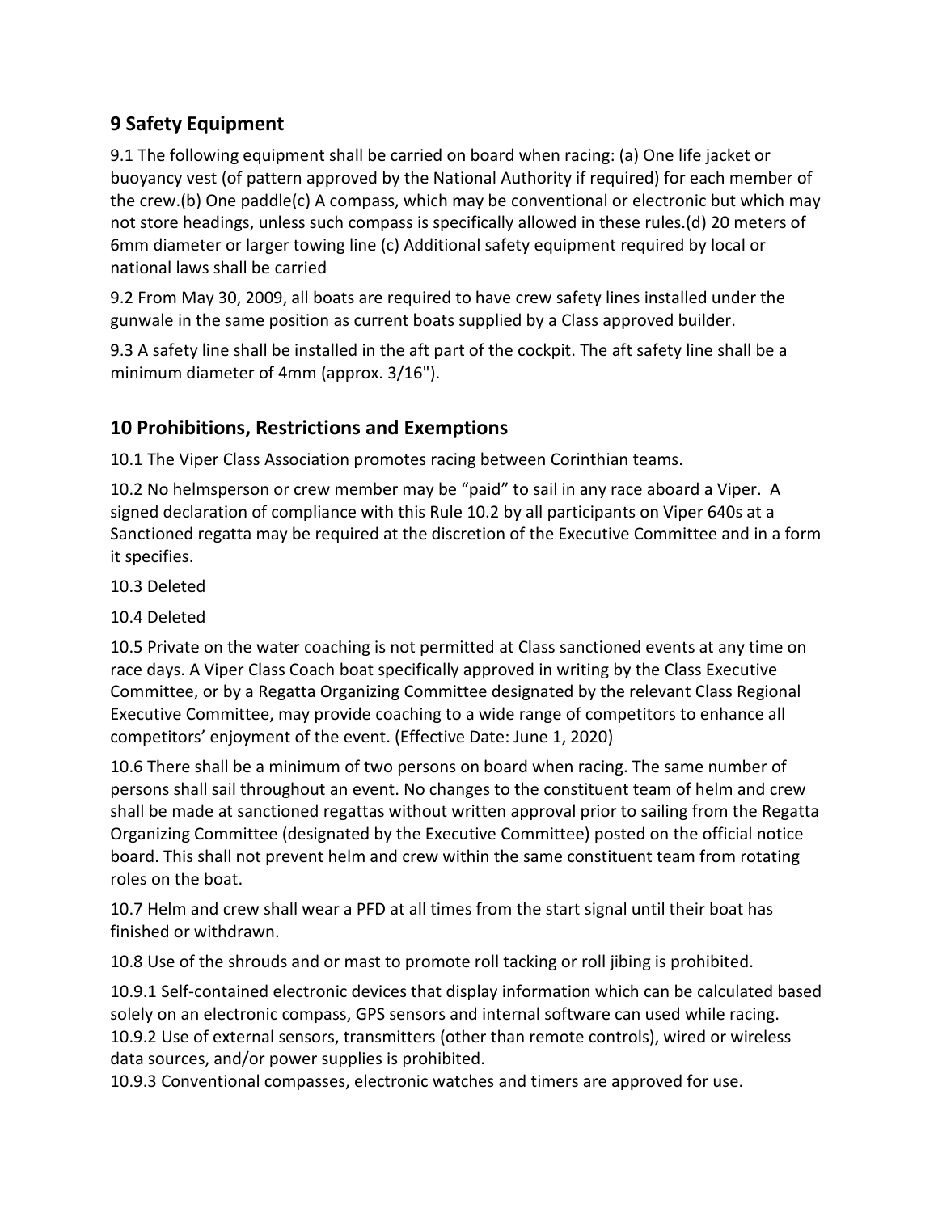## 9 Safety Equipment

9.1 The following equipment shall be carried on board when racing: (a) One life jacket or buoyancy vest (of pattern approved by the National Authority if required) for each member of the crew.(b) One paddle(c) A compass, which may be conventional or electronic but which may not store headings, unless such compass is specifically allowed in these rules.(d) 20 meters of 6mm diameter or larger towing line (c) Additional safety equipment required by local or national laws shall be carried

9.2 From May 30, 2009, all boats are required to have crew safety lines installed under the gunwale in the same position as current boats supplied by a Class approved builder.

9.3 A safety line shall be installed in the aft part of the cockpit. The aft safety line shall be a minimum diameter of 4mm (approx. 3/16").

## 10 Prohibitions, Restrictions and Exemptions

10.1 The Viper Class Association promotes racing between Corinthian teams.

10.2 No helmsperson or crew member may be "paid" to sail in any race aboard a Viper. A signed declaration of compliance with this Rule 10.2 by all participants on Viper 640s at a Sanctioned regatta may be required at the discretion of the Executive Committee and in a form it specifies.

10.3 Deleted

10.4 Deleted

10.5 Private on the water coaching is not permitted at Class sanctioned events at any time on race days. A Viper Class Coach boat specifically approved in writing by the Class Executive Committee, or by a Regatta Organizing Committee designated by the relevant Class Regional Executive Committee, may provide coaching to a wide range of competitors to enhance all competitors' enjoyment of the event. (Effective Date: June 1, 2020)

10.6 There shall be a minimum of two persons on board when racing. The same number of persons shall sail throughout an event. No changes to the constituent team of helm and crew shall be made at sanctioned regattas without written approval prior to sailing from the Regatta Organizing Committee (designated by the Executive Committee) posted on the official notice board. This shall not prevent helm and crew within the same constituent team from rotating roles on the boat.

10.7 Helm and crew shall wear a PFD at all times from the start signal until their boat has finished or withdrawn.

10.8 Use of the shrouds and or mast to promote roll tacking or roll jibing is prohibited.

10.9.1 Self-contained electronic devices that display information which can be calculated based solely on an electronic compass, GPS sensors and internal software can used while racing.
10.9.2 Use of external sensors, transmitters (other than remote controls), wired or wireless data sources, and/or power supplies is prohibited.
10.9.3 Conventional compasses, electronic watches and timers are approved for use.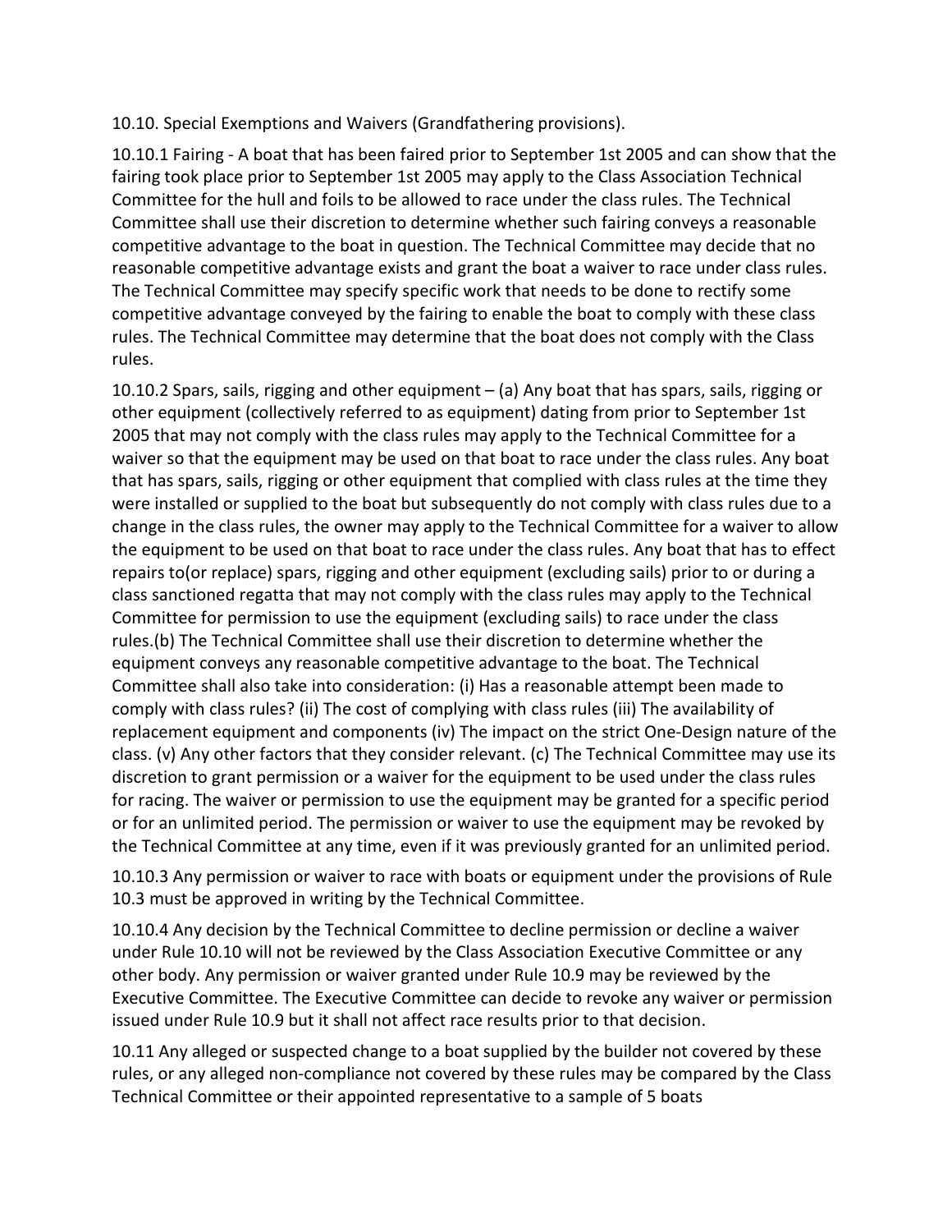10.10. Special Exemptions and Waivers (Grandfathering provisions).

10.10.1 Fairing - A boat that has been faired prior to September 1st 2005 and can show that the fairing took place prior to September 1st 2005 may apply to the Class Association Technical Committee for the hull and foils to be allowed to race under the class rules. The Technical Committee shall use their discretion to determine whether such fairing conveys a reasonable competitive advantage to the boat in question. The Technical Committee may decide that no reasonable competitive advantage exists and grant the boat a waiver to race under class rules. The Technical Committee may specify specific work that needs to be done to rectify some competitive advantage conveyed by the fairing to enable the boat to comply with these class rules. The Technical Committee may determine that the boat does not comply with the Class rules.

10.10.2 Spars, sails, rigging and other equipment – (a) Any boat that has spars, sails, rigging or other equipment (collectively referred to as equipment) dating from prior to September 1st 2005 that may not comply with the class rules may apply to the Technical Committee for a waiver so that the equipment may be used on that boat to race under the class rules. Any boat that has spars, sails, rigging or other equipment that complied with class rules at the time they were installed or supplied to the boat but subsequently do not comply with class rules due to a change in the class rules, the owner may apply to the Technical Committee for a waiver to allow the equipment to be used on that boat to race under the class rules. Any boat that has to effect repairs to(or replace) spars, rigging and other equipment (excluding sails) prior to or during a class sanctioned regatta that may not comply with the class rules may apply to the Technical Committee for permission to use the equipment (excluding sails) to race under the class rules.(b) The Technical Committee shall use their discretion to determine whether the equipment conveys any reasonable competitive advantage to the boat. The Technical Committee shall also take into consideration: (i) Has a reasonable attempt been made to comply with class rules? (ii) The cost of complying with class rules (iii) The availability of replacement equipment and components (iv) The impact on the strict One-Design nature of the class. (v) Any other factors that they consider relevant. (c) The Technical Committee may use its discretion to grant permission or a waiver for the equipment to be used under the class rules for racing. The waiver or permission to use the equipment may be granted for a specific period or for an unlimited period. The permission or waiver to use the equipment may be revoked by the Technical Committee at any time, even if it was previously granted for an unlimited period.

10.10.3 Any permission or waiver to race with boats or equipment under the provisions of Rule 10.3 must be approved in writing by the Technical Committee.

10.10.4 Any decision by the Technical Committee to decline permission or decline a waiver under Rule 10.10 will not be reviewed by the Class Association Executive Committee or any other body. Any permission or waiver granted under Rule 10.9 may be reviewed by the Executive Committee. The Executive Committee can decide to revoke any waiver or permission issued under Rule 10.9 but it shall not affect race results prior to that decision.

10.11 Any alleged or suspected change to a boat supplied by the builder not covered by these rules, or any alleged non-compliance not covered by these rules may be compared by the Class Technical Committee or their appointed representative to a sample of 5 boats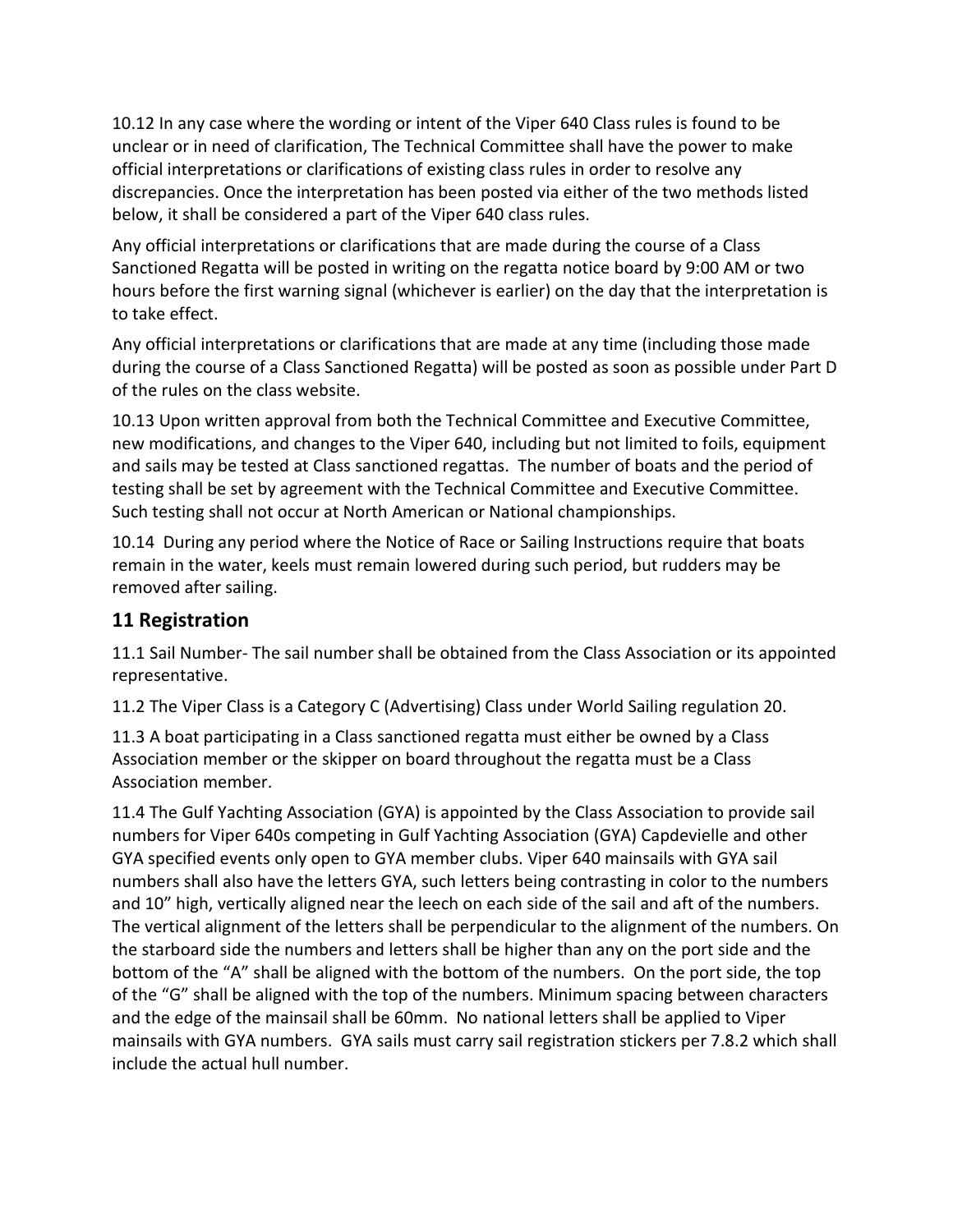10.12 In any case where the wording or intent of the Viper 640 Class rules is found to be unclear or in need of clarification, The Technical Committee shall have the power to make official interpretations or clarifications of existing class rules in order to resolve any discrepancies. Once the interpretation has been posted via either of the two methods listed below, it shall be considered a part of the Viper 640 class rules.

Any official interpretations or clarifications that are made during the course of a Class Sanctioned Regatta will be posted in writing on the regatta notice board by 9:00 AM or two hours before the first warning signal (whichever is earlier) on the day that the interpretation is to take effect.

Any official interpretations or clarifications that are made at any time (including those made during the course of a Class Sanctioned Regatta) will be posted as soon as possible under Part D of the rules on the class website.

10.13 Upon written approval from both the Technical Committee and Executive Committee, new modifications, and changes to the Viper 640, including but not limited to foils, equipment and sails may be tested at Class sanctioned regattas. The number of boats and the period of testing shall be set by agreement with the Technical Committee and Executive Committee. Such testing shall not occur at North American or National championships.

10.14 During any period where the Notice of Race or Sailing Instructions require that boats remain in the water, keels must remain lowered during such period, but rudders may be removed after sailing.

## 11 Registration

11.1 Sail Number- The sail number shall be obtained from the Class Association or its appointed representative.

11.2 The Viper Class is a Category C (Advertising) Class under World Sailing regulation 20.

11.3 A boat participating in a Class sanctioned regatta must either be owned by a Class Association member or the skipper on board throughout the regatta must be a Class Association member.

11.4 The Gulf Yachting Association (GYA) is appointed by the Class Association to provide sail numbers for Viper 640s competing in Gulf Yachting Association (GYA) Capdevielle and other GYA specified events only open to GYA member clubs. Viper 640 mainsails with GYA sail numbers shall also have the letters GYA, such letters being contrasting in color to the numbers and 10" high, vertically aligned near the leech on each side of the sail and aft of the numbers. The vertical alignment of the letters shall be perpendicular to the alignment of the numbers. On the starboard side the numbers and letters shall be higher than any on the port side and the bottom of the "A" shall be aligned with the bottom of the numbers. On the port side, the top of the "G" shall be aligned with the top of the numbers. Minimum spacing between characters and the edge of the mainsail shall be 60mm. No national letters shall be applied to Viper mainsails with GYA numbers. GYA sails must carry sail registration stickers per 7.8.2 which shall include the actual hull number.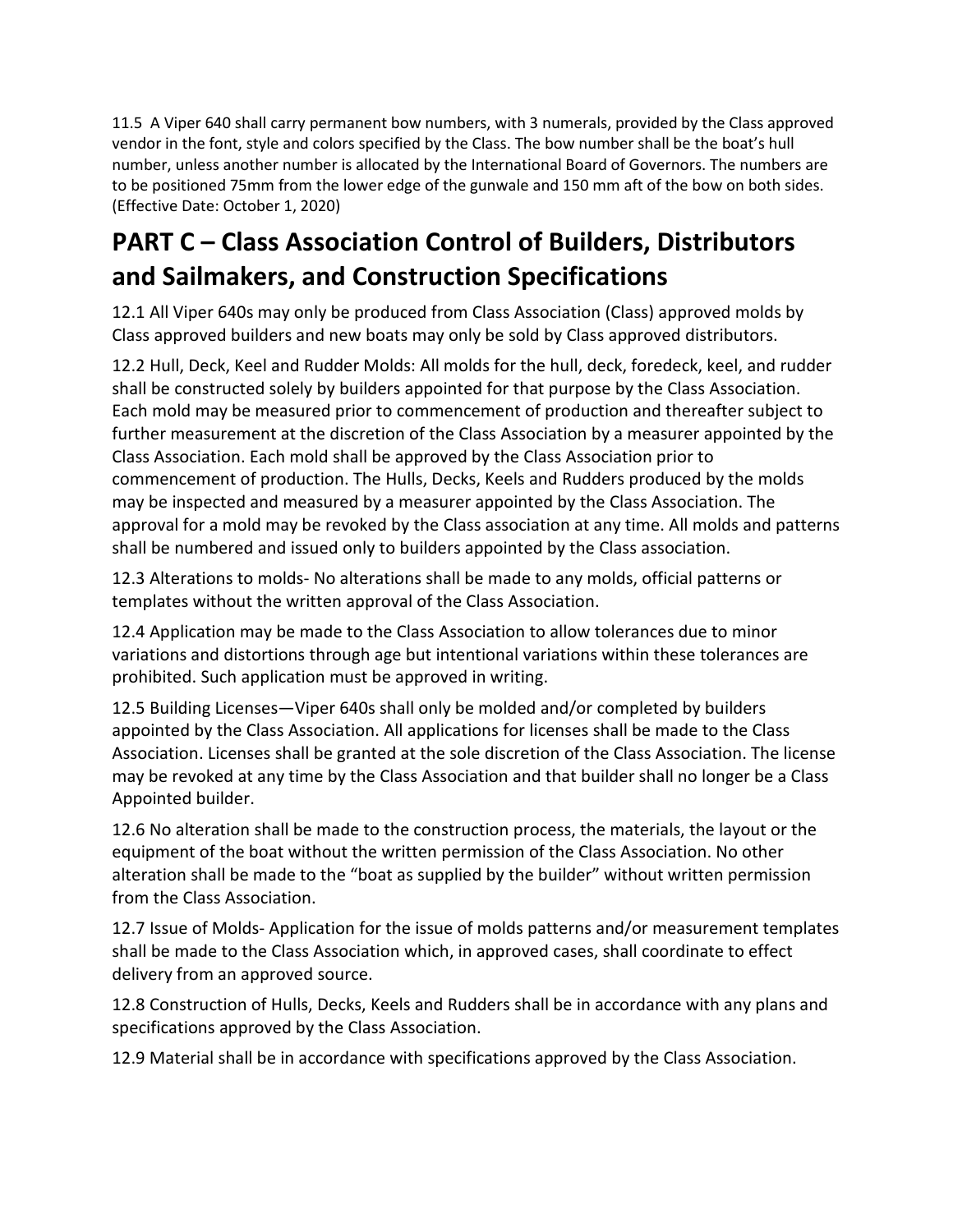11.5 A Viper 640 shall carry permanent bow numbers, with 3 numerals, provided by the Class approved vendor in the font, style and colors specified by the Class. The bow number shall be the boat's hull number, unless another number is allocated by the International Board of Governors. The numbers are to be positioned 75mm from the lower edge of the gunwale and 150 mm aft of the bow on both sides. (Effective Date: October 1, 2020)

# PART C – Class Association Control of Builders, Distributors and Sailmakers, and Construction Specifications

12.1 All Viper 640s may only be produced from Class Association (Class) approved molds by Class approved builders and new boats may only be sold by Class approved distributors.

12.2 Hull, Deck, Keel and Rudder Molds: All molds for the hull, deck, foredeck, keel, and rudder shall be constructed solely by builders appointed for that purpose by the Class Association. Each mold may be measured prior to commencement of production and thereafter subject to further measurement at the discretion of the Class Association by a measurer appointed by the Class Association. Each mold shall be approved by the Class Association prior to commencement of production. The Hulls, Decks, Keels and Rudders produced by the molds may be inspected and measured by a measurer appointed by the Class Association. The approval for a mold may be revoked by the Class association at any time. All molds and patterns shall be numbered and issued only to builders appointed by the Class association.

12.3 Alterations to molds- No alterations shall be made to any molds, official patterns or templates without the written approval of the Class Association.

12.4 Application may be made to the Class Association to allow tolerances due to minor variations and distortions through age but intentional variations within these tolerances are prohibited. Such application must be approved in writing.

12.5 Building Licenses—Viper 640s shall only be molded and/or completed by builders appointed by the Class Association. All applications for licenses shall be made to the Class Association. Licenses shall be granted at the sole discretion of the Class Association. The license may be revoked at any time by the Class Association and that builder shall no longer be a Class Appointed builder.

12.6 No alteration shall be made to the construction process, the materials, the layout or the equipment of the boat without the written permission of the Class Association. No other alteration shall be made to the "boat as supplied by the builder" without written permission from the Class Association.

12.7 Issue of Molds- Application for the issue of molds patterns and/or measurement templates shall be made to the Class Association which, in approved cases, shall coordinate to effect delivery from an approved source.

12.8 Construction of Hulls, Decks, Keels and Rudders shall be in accordance with any plans and specifications approved by the Class Association.

12.9 Material shall be in accordance with specifications approved by the Class Association.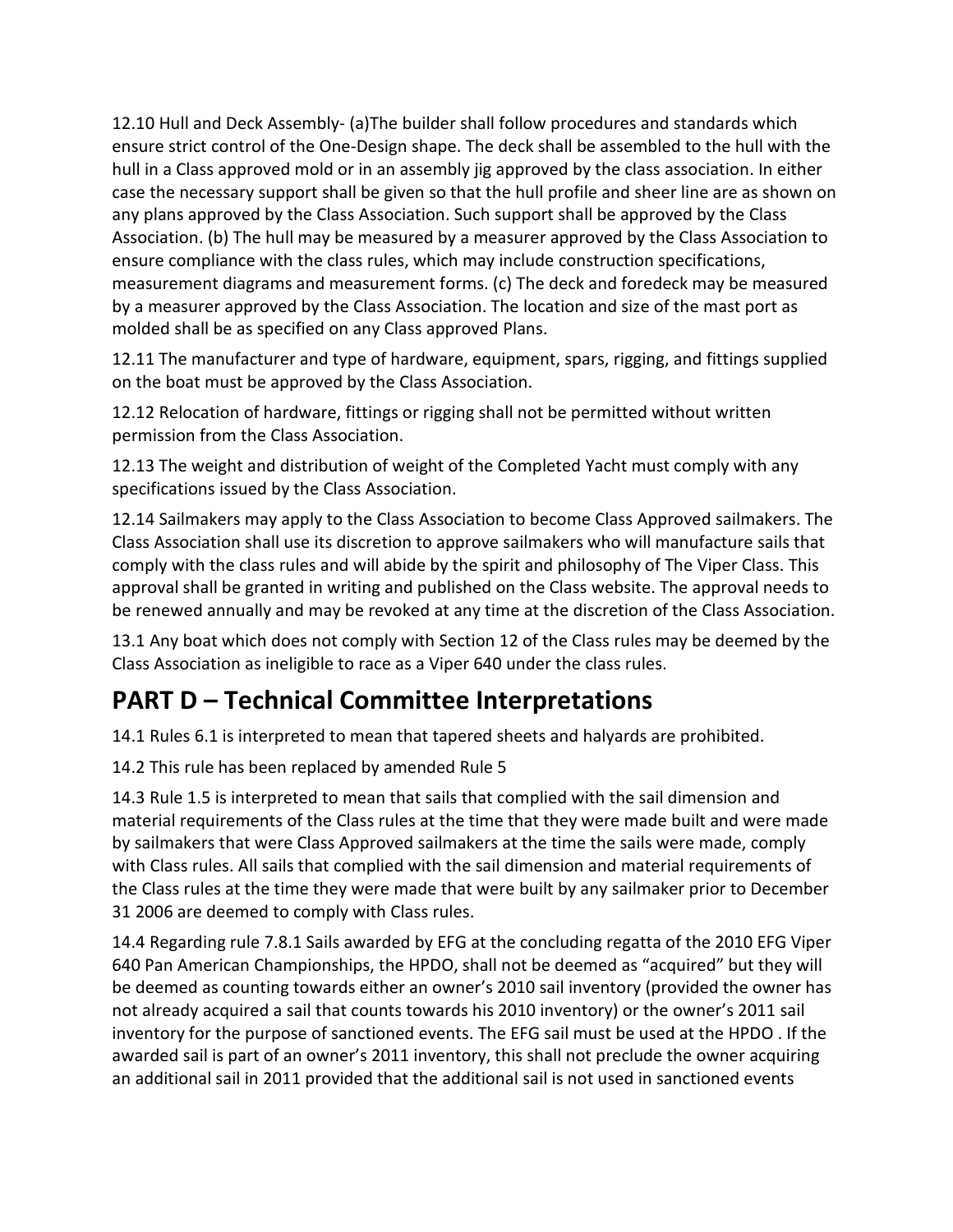12.10 Hull and Deck Assembly- (a)The builder shall follow procedures and standards which ensure strict control of the One-Design shape. The deck shall be assembled to the hull with the hull in a Class approved mold or in an assembly jig approved by the class association. In either case the necessary support shall be given so that the hull profile and sheer line are as shown on any plans approved by the Class Association. Such support shall be approved by the Class Association. (b) The hull may be measured by a measurer approved by the Class Association to ensure compliance with the class rules, which may include construction specifications, measurement diagrams and measurement forms. (c) The deck and foredeck may be measured by a measurer approved by the Class Association. The location and size of the mast port as molded shall be as specified on any Class approved Plans.

12.11 The manufacturer and type of hardware, equipment, spars, rigging, and fittings supplied on the boat must be approved by the Class Association.

12.12 Relocation of hardware, fittings or rigging shall not be permitted without written permission from the Class Association.

12.13 The weight and distribution of weight of the Completed Yacht must comply with any specifications issued by the Class Association.

12.14 Sailmakers may apply to the Class Association to become Class Approved sailmakers. The Class Association shall use its discretion to approve sailmakers who will manufacture sails that comply with the class rules and will abide by the spirit and philosophy of The Viper Class. This approval shall be granted in writing and published on the Class website. The approval needs to be renewed annually and may be revoked at any time at the discretion of the Class Association.

13.1 Any boat which does not comply with Section 12 of the Class rules may be deemed by the Class Association as ineligible to race as a Viper 640 under the class rules.

## PART D – Technical Committee Interpretations

14.1 Rules 6.1 is interpreted to mean that tapered sheets and halyards are prohibited.

14.2 This rule has been replaced by amended Rule 5

14.3 Rule 1.5 is interpreted to mean that sails that complied with the sail dimension and material requirements of the Class rules at the time that they were made built and were made by sailmakers that were Class Approved sailmakers at the time the sails were made, comply with Class rules. All sails that complied with the sail dimension and material requirements of the Class rules at the time they were made that were built by any sailmaker prior to December 31 2006 are deemed to comply with Class rules.

14.4 Regarding rule 7.8.1 Sails awarded by EFG at the concluding regatta of the 2010 EFG Viper 640 Pan American Championships, the HPDO, shall not be deemed as "acquired" but they will be deemed as counting towards either an owner's 2010 sail inventory (provided the owner has not already acquired a sail that counts towards his 2010 inventory) or the owner's 2011 sail inventory for the purpose of sanctioned events. The EFG sail must be used at the HPDO . If the awarded sail is part of an owner's 2011 inventory, this shall not preclude the owner acquiring an additional sail in 2011 provided that the additional sail is not used in sanctioned events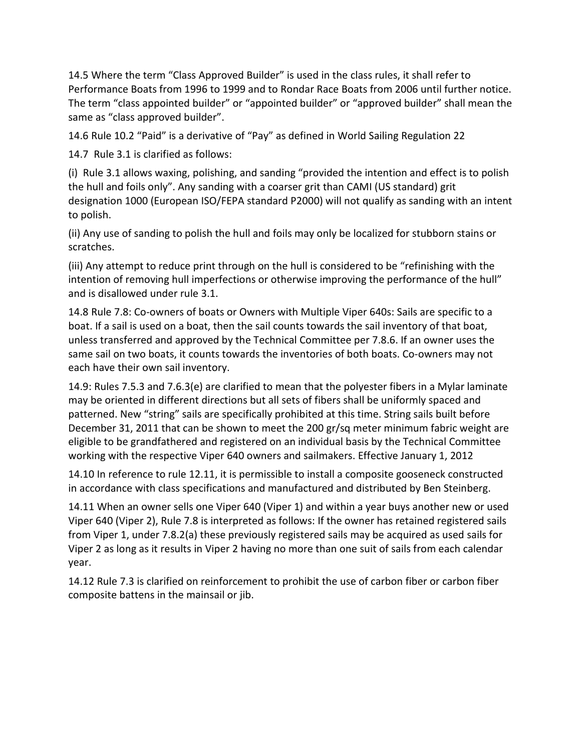14.5 Where the term “Class Approved Builder” is used in the class rules, it shall refer to Performance Boats from 1996 to 1999 and to Rondar Race Boats from 2006 until further notice. The term “class appointed builder” or “appointed builder” or “approved builder” shall mean the same as “class approved builder”.

14.6 Rule 10.2 “Paid” is a derivative of “Pay” as defined in World Sailing Regulation 22

14.7 Rule 3.1 is clarified as follows:

(i) Rule 3.1 allows waxing, polishing, and sanding “provided the intention and effect is to polish the hull and foils only”. Any sanding with a coarser grit than CAMI (US standard) grit designation 1000 (European ISO/FEPA standard P2000) will not qualify as sanding with an intent to polish.

(ii) Any use of sanding to polish the hull and foils may only be localized for stubborn stains or scratches.

(iii) Any attempt to reduce print through on the hull is considered to be “refinishing with the intention of removing hull imperfections or otherwise improving the performance of the hull” and is disallowed under rule 3.1.

14.8 Rule 7.8: Co-owners of boats or Owners with Multiple Viper 640s: Sails are specific to a boat. If a sail is used on a boat, then the sail counts towards the sail inventory of that boat, unless transferred and approved by the Technical Committee per 7.8.6. If an owner uses the same sail on two boats, it counts towards the inventories of both boats. Co-owners may not each have their own sail inventory.

14.9: Rules 7.5.3 and 7.6.3(e) are clarified to mean that the polyester fibers in a Mylar laminate may be oriented in different directions but all sets of fibers shall be uniformly spaced and patterned. New “string” sails are specifically prohibited at this time. String sails built before December 31, 2011 that can be shown to meet the 200 gr/sq meter minimum fabric weight are eligible to be grandfathered and registered on an individual basis by the Technical Committee working with the respective Viper 640 owners and sailmakers. Effective January 1, 2012

14.10 In reference to rule 12.11, it is permissible to install a composite gooseneck constructed in accordance with class specifications and manufactured and distributed by Ben Steinberg.

14.11 When an owner sells one Viper 640 (Viper 1) and within a year buys another new or used Viper 640 (Viper 2), Rule 7.8 is interpreted as follows: If the owner has retained registered sails from Viper 1, under 7.8.2(a) these previously registered sails may be acquired as used sails for Viper 2 as long as it results in Viper 2 having no more than one suit of sails from each calendar year.

14.12 Rule 7.3 is clarified on reinforcement to prohibit the use of carbon fiber or carbon fiber composite battens in the mainsail or jib.